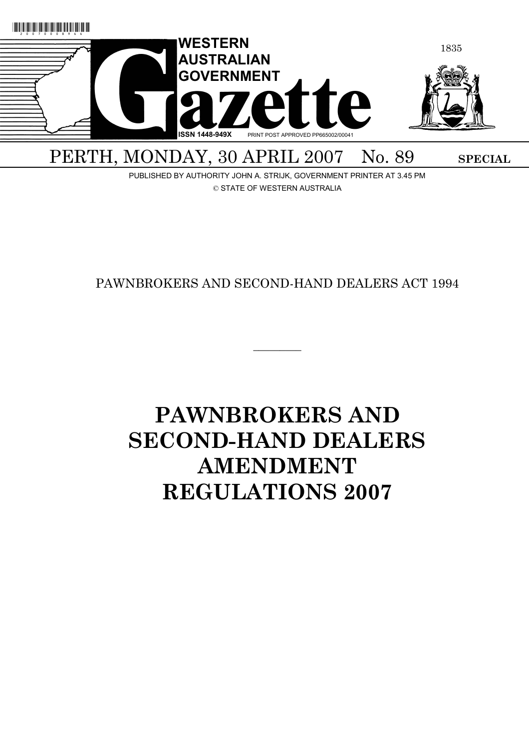# WESTERN AUSTRALIAN GOVERNMENT Gazette

ISSN 1448-949X PRINT POST APPROVED PP665002/00041

PERTH, MONDAY, 30 APRIL 2007 No. 89 **SPECIAL**

PUBLISHED BY AUTHORITY JOHN A. STRIJK, GOVERNMENT PRINTER AT 3.45 PM

© STATE OF WESTERN AUSTRALIA

PAWNBROKERS AND SECOND-HAND DEALERS ACT 1994

---

# PAWNBROKERS AND SECOND-HAND DEALERS AMENDMENT REGULATIONS 2007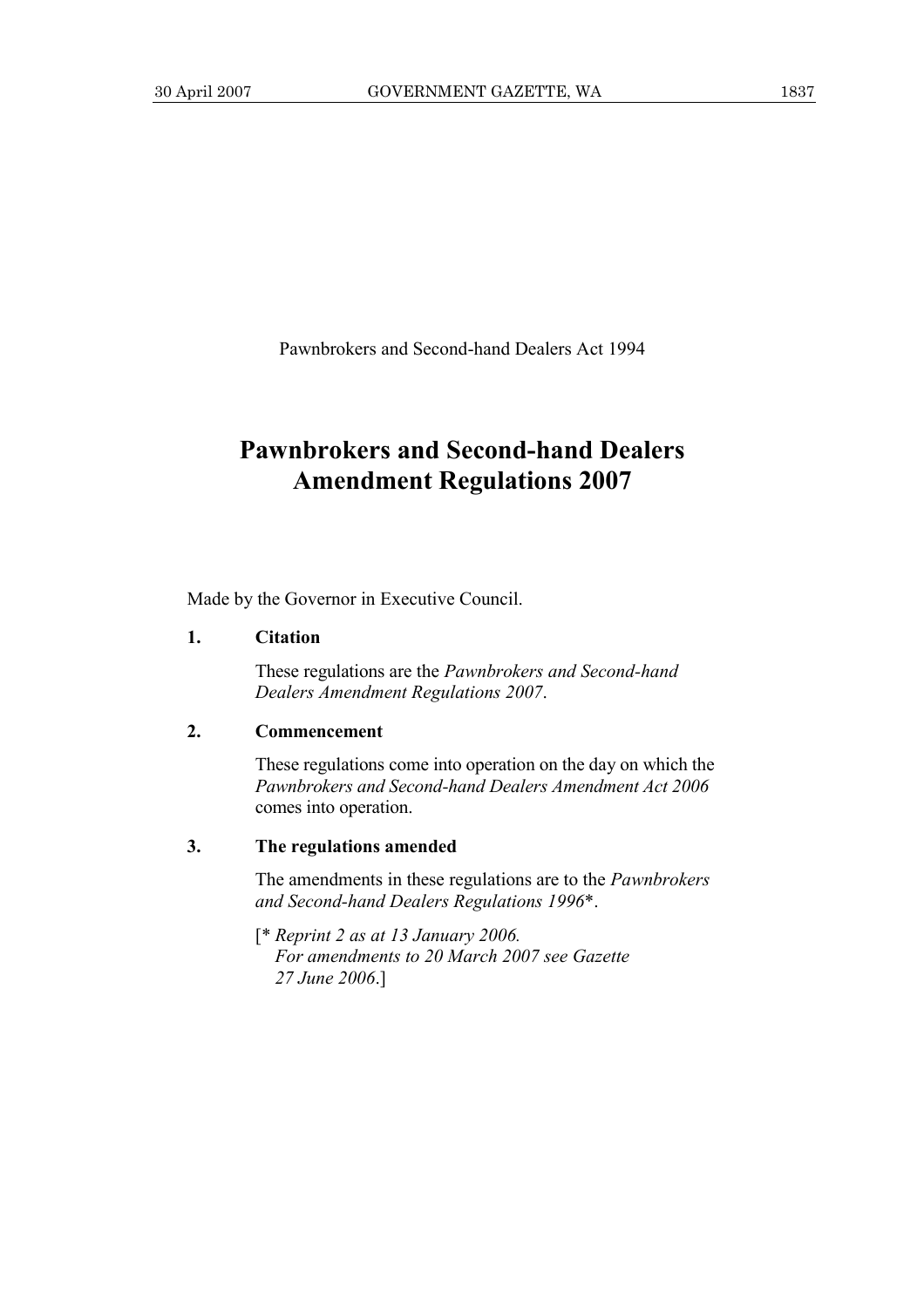Pawnbrokers and Second-hand Dealers Act 1994

# Pawnbrokers and Second-hand Dealers Amendment Regulations 2007

Made by the Governor in Executive Council.

**1. Citation**

These regulations are the *Pawnbrokers and Second-hand Dealers Amendment Regulations 2007*.

**2. Commencement**

These regulations come into operation on the day on which the *Pawnbrokers and Second-hand Dealers Amendment Act 2006* comes into operation.

**3. The regulations amended**

The amendments in these regulations are to the *Pawnbrokers and Second-hand Dealers Regulations 1996*\*.

[\* *Reprint 2 as at 13 January 2006. For amendments to 20 March 2007 see Gazette 27 June 2006*.]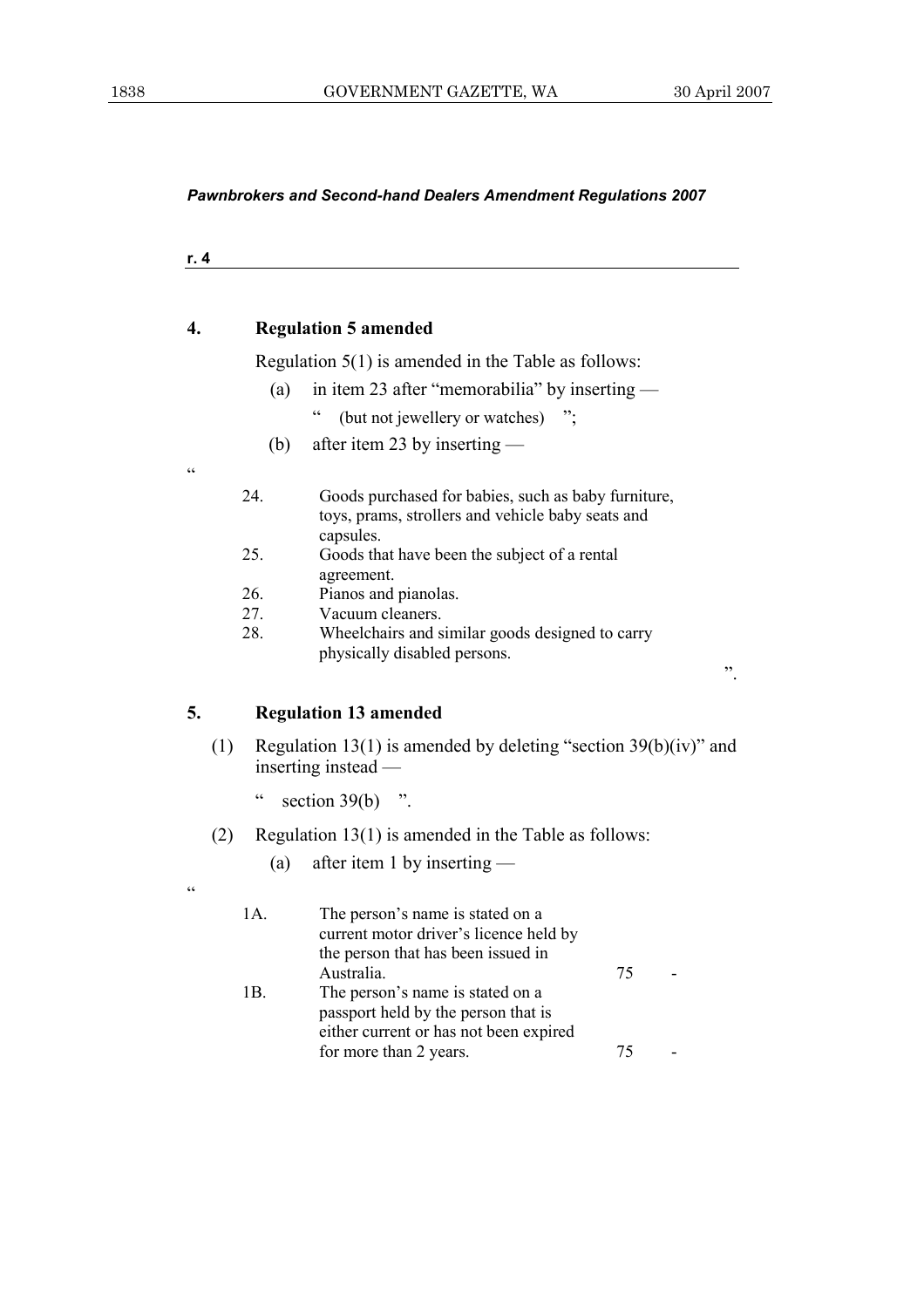*Pawnbrokers and Second-hand Dealers Amendment Regulations 2007*

**r. 4**

## 4. Regulation 5 amended

Regulation 5(1) is amended in the Table as follows:

(a) in item 23 after "memorabilia" by inserting —

" (but not jewellery or watches) ";

(b) after item 23 by inserting —

"

| | |
|---|---|
| 24. | Goods purchased for babies, such as baby furniture, toys, prams, strollers and vehicle baby seats and capsules. |
| 25. | Goods that have been the subject of a rental agreement. |
| 26. | Pianos and pianolas. |
| 27. | Vacuum cleaners. |
| 28. | Wheelchairs and similar goods designed to carry physically disabled persons. |

".

## 5. Regulation 13 amended

(1) Regulation 13(1) is amended by deleting "section 39(b)(iv)" and inserting instead —

" section 39(b) ".

(2) Regulation 13(1) is amended in the Table as follows:

(a) after item 1 by inserting —

"

| | | | |
|---|---|---|---|
| 1A. | The person's name is stated on a current motor driver's licence held by the person that has been issued in Australia. | 75 | - |
| 1B. | The person's name is stated on a passport held by the person that is either current or has not been expired for more than 2 years. | 75 | - |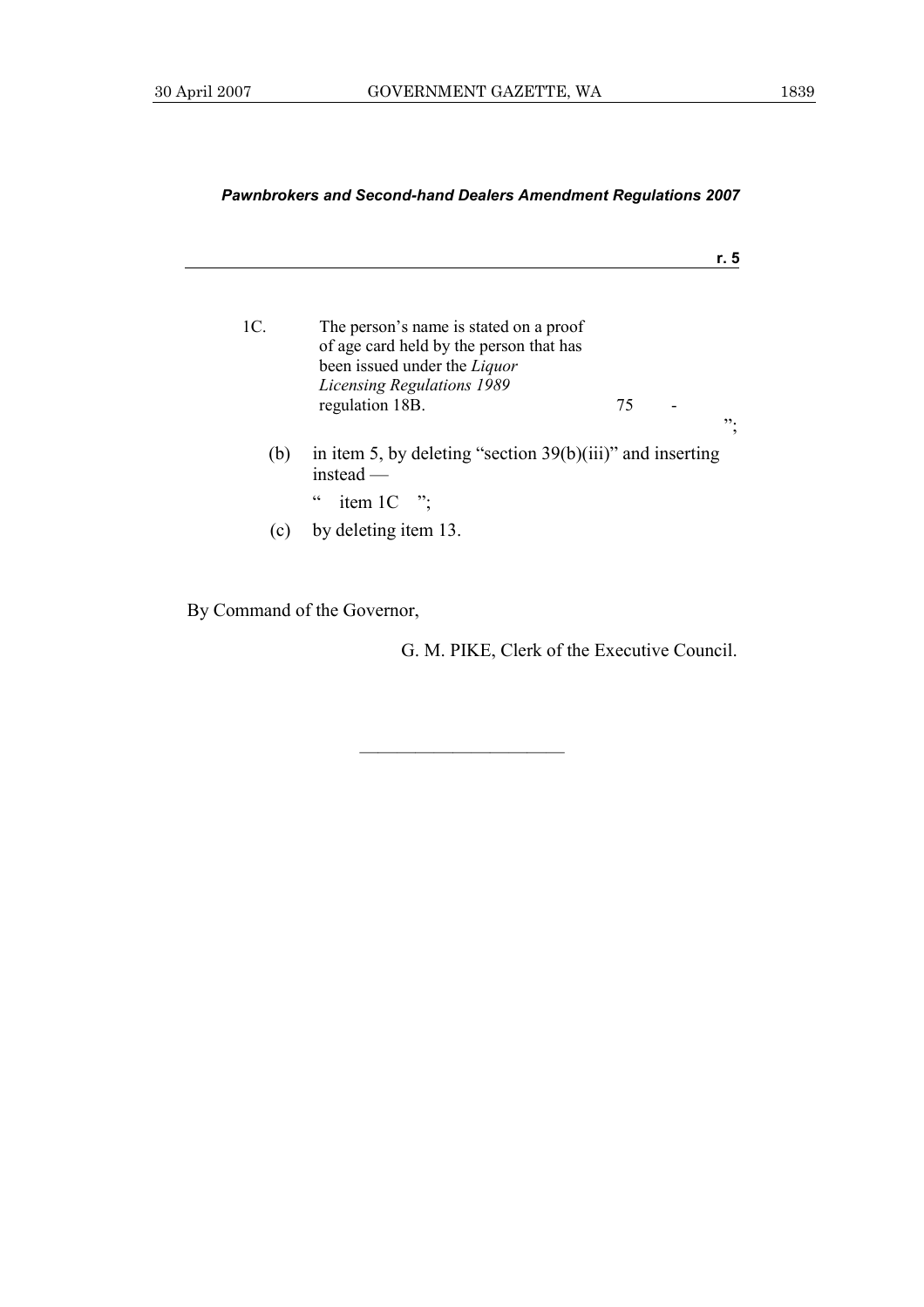| | | | |
|---|---|---|---|
| 1C. | The person's name is stated on a proof of age card held by the person that has been issued under the *Liquor Licensing Regulations 1989* regulation 18B. | 75 | - |

";

(b) in item 5, by deleting "section 39(b)(iii)" and inserting instead —

" item 1C ";

(c) by deleting item 13.

By Command of the Governor,

G. M. PIKE, Clerk of the Executive Council.